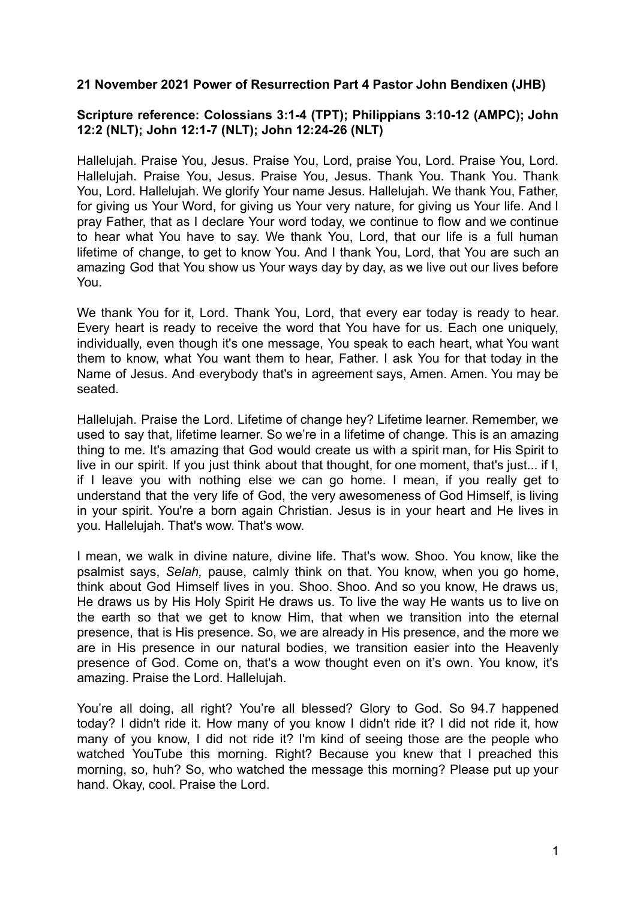**21 November 2021 Power of Resurrection Part 4 Pastor John Bendixen (JHB)**

**Scripture reference: Colossians 3:1-4 (TPT); Philippians 3:10-12 (AMPC); John 12:2 (NLT); John 12:1-7 (NLT); John 12:24-26 (NLT)**

Hallelujah. Praise You, Jesus. Praise You, Lord, praise You, Lord. Praise You, Lord. Hallelujah. Praise You, Jesus. Praise You, Jesus. Thank You. Thank You. Thank You, Lord. Hallelujah. We glorify Your name Jesus. Hallelujah. We thank You, Father, for giving us Your Word, for giving us Your very nature, for giving us Your life. And I pray Father, that as I declare Your word today, we continue to flow and we continue to hear what You have to say. We thank You, Lord, that our life is a full human lifetime of change, to get to know You. And I thank You, Lord, that You are such an amazing God that You show us Your ways day by day, as we live out our lives before You.

We thank You for it, Lord. Thank You, Lord, that every ear today is ready to hear. Every heart is ready to receive the word that You have for us. Each one uniquely, individually, even though it's one message, You speak to each heart, what You want them to know, what You want them to hear, Father. I ask You for that today in the Name of Jesus. And everybody that's in agreement says, Amen. Amen. You may be seated.

Hallelujah. Praise the Lord. Lifetime of change hey? Lifetime learner. Remember, we used to say that, lifetime learner. So we're in a lifetime of change. This is an amazing thing to me. It's amazing that God would create us with a spirit man, for His Spirit to live in our spirit. If you just think about that thought, for one moment, that's just... if I, if I leave you with nothing else we can go home. I mean, if you really get to understand that the very life of God, the very awesomeness of God Himself, is living in your spirit. You're a born again Christian. Jesus is in your heart and He lives in you. Hallelujah. That's wow. That's wow.

I mean, we walk in divine nature, divine life. That's wow. Shoo. You know, like the psalmist says, *Selah,* pause, calmly think on that. You know, when you go home, think about God Himself lives in you. Shoo. Shoo. And so you know, He draws us, He draws us by His Holy Spirit He draws us. To live the way He wants us to live on the earth so that we get to know Him, that when we transition into the eternal presence, that is His presence. So, we are already in His presence, and the more we are in His presence in our natural bodies, we transition easier into the Heavenly presence of God. Come on, that's a wow thought even on it's own. You know, it's amazing. Praise the Lord. Hallelujah.

You're all doing, all right? You're all blessed? Glory to God. So 94.7 happened today? I didn't ride it. How many of you know I didn't ride it? I did not ride it, how many of you know, I did not ride it? I'm kind of seeing those are the people who watched YouTube this morning. Right? Because you knew that I preached this morning, so, huh? So, who watched the message this morning? Please put up your hand. Okay, cool. Praise the Lord.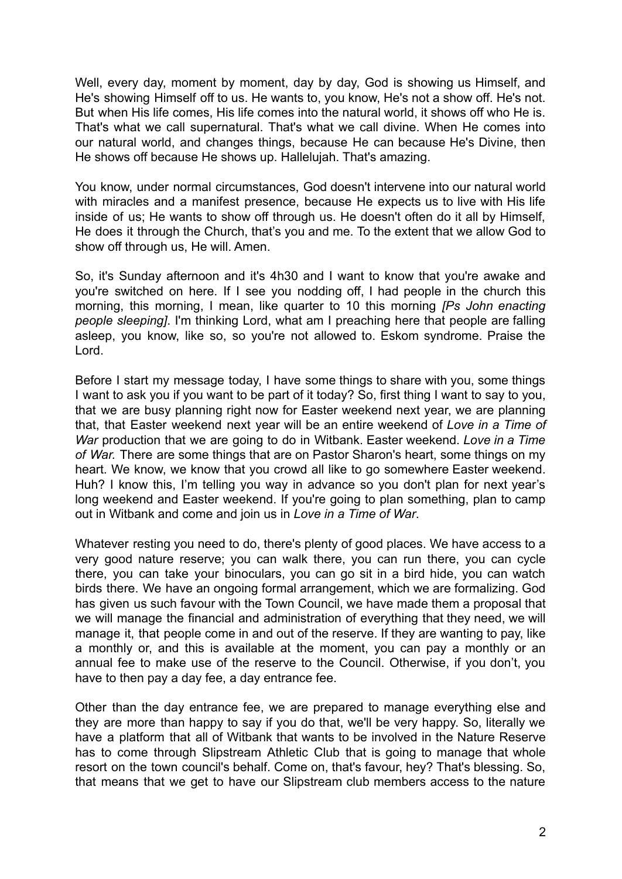Well, every day, moment by moment, day by day, God is showing us Himself, and He's showing Himself off to us. He wants to, you know, He's not a show off. He's not. But when His life comes, His life comes into the natural world, it shows off who He is. That's what we call supernatural. That's what we call divine. When He comes into our natural world, and changes things, because He can because He's Divine, then He shows off because He shows up. Hallelujah. That's amazing.

You know, under normal circumstances, God doesn't intervene into our natural world with miracles and a manifest presence, because He expects us to live with His life inside of us; He wants to show off through us. He doesn't often do it all by Himself, He does it through the Church, that's you and me. To the extent that we allow God to show off through us, He will. Amen.

So, it's Sunday afternoon and it's 4h30 and I want to know that you're awake and you're switched on here. If I see you nodding off, I had people in the church this morning, this morning, I mean, like quarter to 10 this morning *[Ps John enacting people sleeping]*. I'm thinking Lord, what am I preaching here that people are falling asleep, you know, like so, so you're not allowed to. Eskom syndrome. Praise the Lord.

Before I start my message today, I have some things to share with you, some things I want to ask you if you want to be part of it today? So, first thing I want to say to you, that we are busy planning right now for Easter weekend next year, we are planning that, that Easter weekend next year will be an entire weekend of *Love in a Time of War* production that we are going to do in Witbank. Easter weekend. *Love in a Time of War.* There are some things that are on Pastor Sharon's heart, some things on my heart. We know, we know that you crowd all like to go somewhere Easter weekend. Huh? I know this, I'm telling you way in advance so you don't plan for next year's long weekend and Easter weekend. If you're going to plan something, plan to camp out in Witbank and come and join us in *Love in a Time of War*.

Whatever resting you need to do, there's plenty of good places. We have access to a very good nature reserve; you can walk there, you can run there, you can cycle there, you can take your binoculars, you can go sit in a bird hide, you can watch birds there. We have an ongoing formal arrangement, which we are formalizing. God has given us such favour with the Town Council, we have made them a proposal that we will manage the financial and administration of everything that they need, we will manage it, that people come in and out of the reserve. If they are wanting to pay, like a monthly or, and this is available at the moment, you can pay a monthly or an annual fee to make use of the reserve to the Council. Otherwise, if you don't, you have to then pay a day fee, a day entrance fee.

Other than the day entrance fee, we are prepared to manage everything else and they are more than happy to say if you do that, we'll be very happy. So, literally we have a platform that all of Witbank that wants to be involved in the Nature Reserve has to come through Slipstream Athletic Club that is going to manage that whole resort on the town council's behalf. Come on, that's favour, hey? That's blessing. So, that means that we get to have our Slipstream club members access to the nature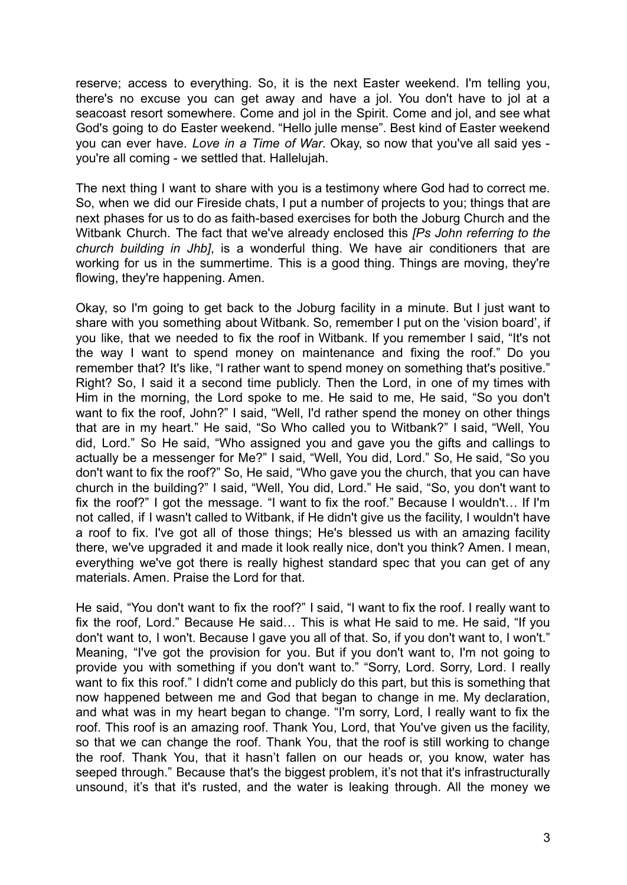reserve; access to everything. So, it is the next Easter weekend. I'm telling you, there's no excuse you can get away and have a jol. You don't have to jol at a seacoast resort somewhere. Come and jol in the Spirit. Come and jol, and see what God's going to do Easter weekend. "Hello julle mense". Best kind of Easter weekend you can ever have. *Love in a Time of War*. Okay, so now that you've all said yes - you're all coming - we settled that. Hallelujah.

The next thing I want to share with you is a testimony where God had to correct me. So, when we did our Fireside chats, I put a number of projects to you; things that are next phases for us to do as faith-based exercises for both the Joburg Church and the Witbank Church. The fact that we've already enclosed this *[Ps John referring to the church building in Jhb]*, is a wonderful thing. We have air conditioners that are working for us in the summertime. This is a good thing. Things are moving, they're flowing, they're happening. Amen.

Okay, so I'm going to get back to the Joburg facility in a minute. But I just want to share with you something about Witbank. So, remember I put on the 'vision board', if you like, that we needed to fix the roof in Witbank. If you remember I said, "It's not the way I want to spend money on maintenance and fixing the roof." Do you remember that? It's like, "I rather want to spend money on something that's positive." Right? So, I said it a second time publicly. Then the Lord, in one of my times with Him in the morning, the Lord spoke to me. He said to me, He said, "So you don't want to fix the roof, John?" I said, "Well, I'd rather spend the money on other things that are in my heart." He said, "So Who called you to Witbank?" I said, "Well, You did, Lord." So He said, "Who assigned you and gave you the gifts and callings to actually be a messenger for Me?" I said, "Well, You did, Lord." So, He said, "So you don't want to fix the roof?" So, He said, "Who gave you the church, that you can have church in the building?" I said, "Well, You did, Lord." He said, "So, you don't want to fix the roof?" I got the message. "I want to fix the roof." Because I wouldn't… If I'm not called, if I wasn't called to Witbank, if He didn't give us the facility, I wouldn't have a roof to fix. I've got all of those things; He's blessed us with an amazing facility there, we've upgraded it and made it look really nice, don't you think? Amen. I mean, everything we've got there is really highest standard spec that you can get of any materials. Amen. Praise the Lord for that.

He said, "You don't want to fix the roof?" I said, "I want to fix the roof. I really want to fix the roof, Lord." Because He said… This is what He said to me. He said, "If you don't want to, I won't. Because I gave you all of that. So, if you don't want to, I won't." Meaning, "I've got the provision for you. But if you don't want to, I'm not going to provide you with something if you don't want to." "Sorry, Lord. Sorry, Lord. I really want to fix this roof." I didn't come and publicly do this part, but this is something that now happened between me and God that began to change in me. My declaration, and what was in my heart began to change. "I'm sorry, Lord, I really want to fix the roof. This roof is an amazing roof. Thank You, Lord, that You've given us the facility, so that we can change the roof. Thank You, that the roof is still working to change the roof. Thank You, that it hasn't fallen on our heads or, you know, water has seeped through." Because that's the biggest problem, it's not that it's infrastructurally unsound, it's that it's rusted, and the water is leaking through. All the money we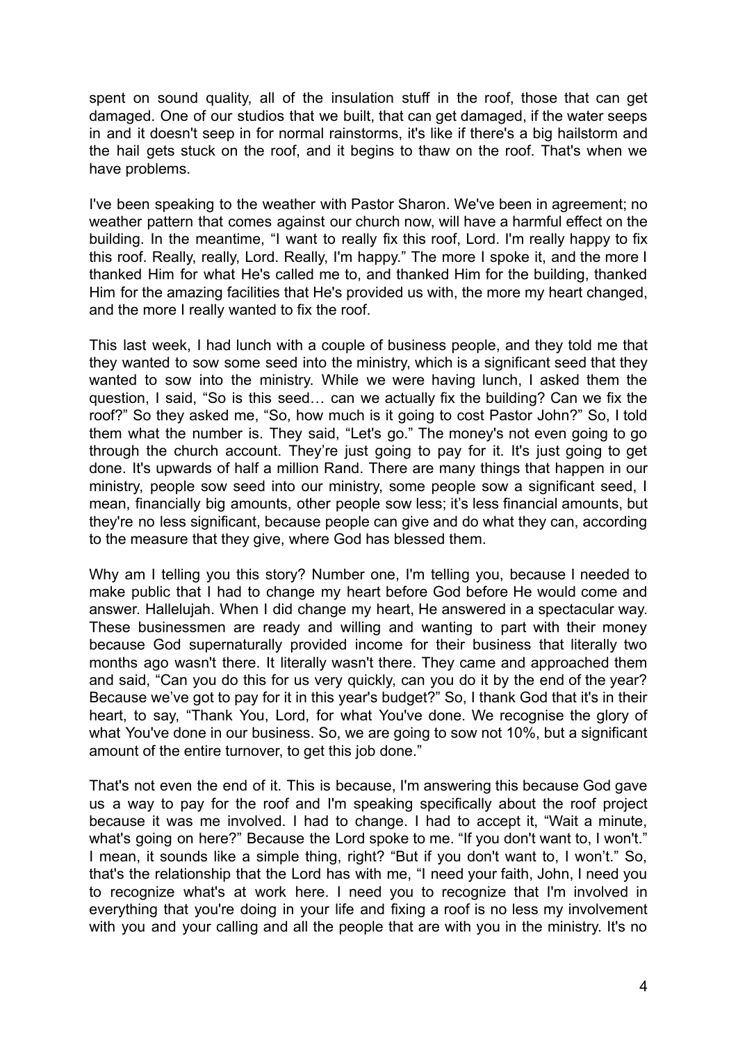spent on sound quality, all of the insulation stuff in the roof, those that can get damaged. One of our studios that we built, that can get damaged, if the water seeps in and it doesn't seep in for normal rainstorms, it's like if there's a big hailstorm and the hail gets stuck on the roof, and it begins to thaw on the roof. That's when we have problems.

I've been speaking to the weather with Pastor Sharon. We've been in agreement; no weather pattern that comes against our church now, will have a harmful effect on the building. In the meantime, "I want to really fix this roof, Lord. I'm really happy to fix this roof. Really, really, Lord. Really, I'm happy." The more I spoke it, and the more I thanked Him for what He's called me to, and thanked Him for the building, thanked Him for the amazing facilities that He's provided us with, the more my heart changed, and the more I really wanted to fix the roof.

This last week, I had lunch with a couple of business people, and they told me that they wanted to sow some seed into the ministry, which is a significant seed that they wanted to sow into the ministry. While we were having lunch, I asked them the question, I said, "So is this seed… can we actually fix the building? Can we fix the roof?" So they asked me, "So, how much is it going to cost Pastor John?" So, I told them what the number is. They said, "Let's go." The money's not even going to go through the church account. They're just going to pay for it. It's just going to get done. It's upwards of half a million Rand. There are many things that happen in our ministry, people sow seed into our ministry, some people sow a significant seed, I mean, financially big amounts, other people sow less; it's less financial amounts, but they're no less significant, because people can give and do what they can, according to the measure that they give, where God has blessed them.

Why am I telling you this story? Number one, I'm telling you, because I needed to make public that I had to change my heart before God before He would come and answer. Hallelujah. When I did change my heart, He answered in a spectacular way. These businessmen are ready and willing and wanting to part with their money because God supernaturally provided income for their business that literally two months ago wasn't there. It literally wasn't there. They came and approached them and said, "Can you do this for us very quickly, can you do it by the end of the year? Because we've got to pay for it in this year's budget?" So, I thank God that it's in their heart, to say, "Thank You, Lord, for what You've done. We recognise the glory of what You've done in our business. So, we are going to sow not 10%, but a significant amount of the entire turnover, to get this job done."

That's not even the end of it. This is because, I'm answering this because God gave us a way to pay for the roof and I'm speaking specifically about the roof project because it was me involved. I had to change. I had to accept it, "Wait a minute, what's going on here?" Because the Lord spoke to me. "If you don't want to, I won't." I mean, it sounds like a simple thing, right? "But if you don't want to, I won't." So, that's the relationship that the Lord has with me, "I need your faith, John, I need you to recognize what's at work here. I need you to recognize that I'm involved in everything that you're doing in your life and fixing a roof is no less my involvement with you and your calling and all the people that are with you in the ministry. It's no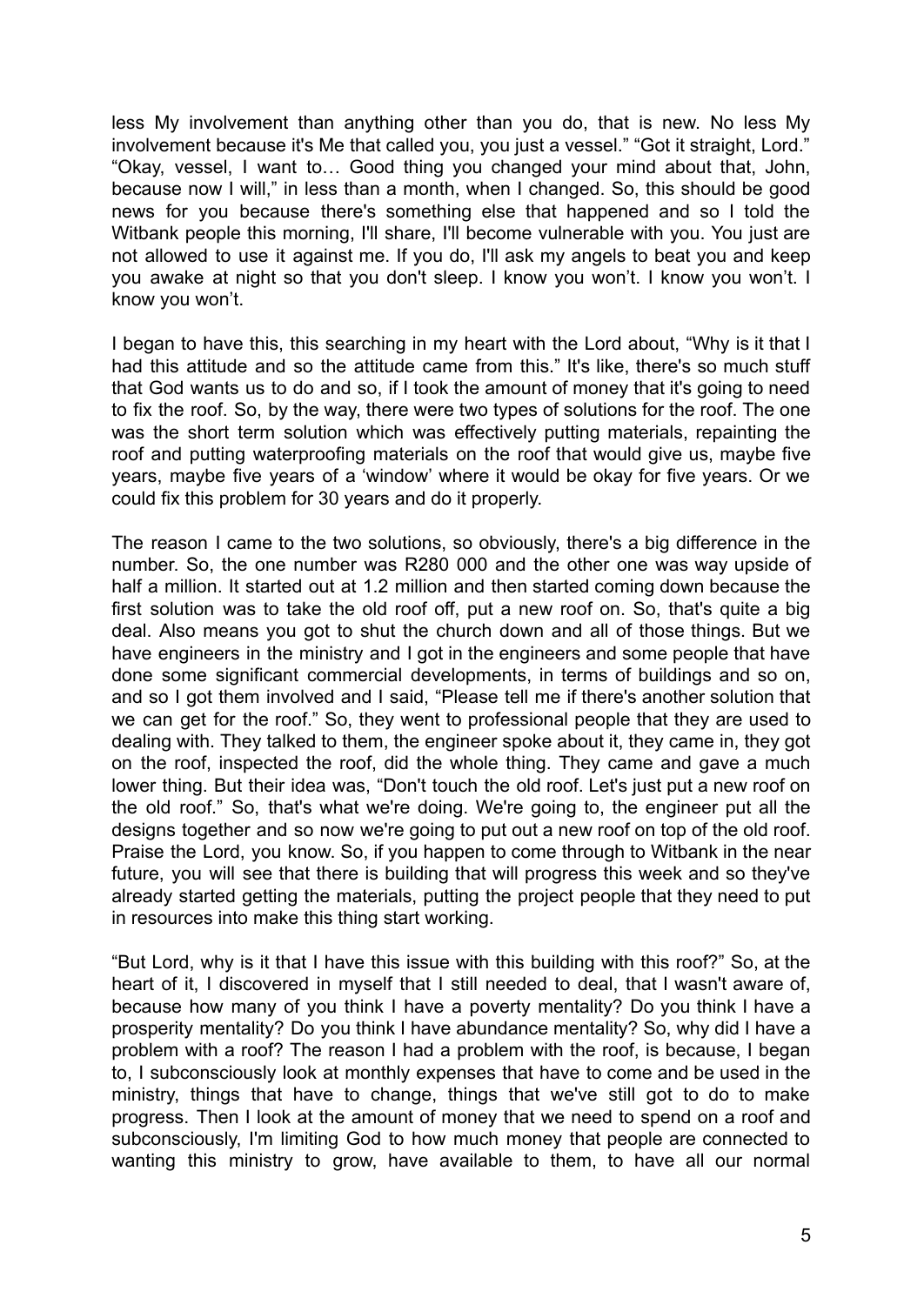less My involvement than anything other than you do, that is new. No less My involvement because it's Me that called you, you just a vessel." "Got it straight, Lord." "Okay, vessel, I want to… Good thing you changed your mind about that, John, because now I will," in less than a month, when I changed. So, this should be good news for you because there's something else that happened and so I told the Witbank people this morning, I'll share, I'll become vulnerable with you. You just are not allowed to use it against me. If you do, I'll ask my angels to beat you and keep you awake at night so that you don't sleep. I know you won't. I know you won't. I know you won't.

I began to have this, this searching in my heart with the Lord about, "Why is it that I had this attitude and so the attitude came from this." It's like, there's so much stuff that God wants us to do and so, if I took the amount of money that it's going to need to fix the roof. So, by the way, there were two types of solutions for the roof. The one was the short term solution which was effectively putting materials, repainting the roof and putting waterproofing materials on the roof that would give us, maybe five years, maybe five years of a 'window' where it would be okay for five years. Or we could fix this problem for 30 years and do it properly.

The reason I came to the two solutions, so obviously, there's a big difference in the number. So, the one number was R280 000 and the other one was way upside of half a million. It started out at 1.2 million and then started coming down because the first solution was to take the old roof off, put a new roof on. So, that's quite a big deal. Also means you got to shut the church down and all of those things. But we have engineers in the ministry and I got in the engineers and some people that have done some significant commercial developments, in terms of buildings and so on, and so I got them involved and I said, "Please tell me if there's another solution that we can get for the roof." So, they went to professional people that they are used to dealing with. They talked to them, the engineer spoke about it, they came in, they got on the roof, inspected the roof, did the whole thing. They came and gave a much lower thing. But their idea was, "Don't touch the old roof. Let's just put a new roof on the old roof." So, that's what we're doing. We're going to, the engineer put all the designs together and so now we're going to put out a new roof on top of the old roof. Praise the Lord, you know. So, if you happen to come through to Witbank in the near future, you will see that there is building that will progress this week and so they've already started getting the materials, putting the project people that they need to put in resources into make this thing start working.

"But Lord, why is it that I have this issue with this building with this roof?" So, at the heart of it, I discovered in myself that I still needed to deal, that I wasn't aware of, because how many of you think I have a poverty mentality? Do you think I have a prosperity mentality? Do you think I have abundance mentality? So, why did I have a problem with a roof? The reason I had a problem with the roof, is because, I began to, I subconsciously look at monthly expenses that have to come and be used in the ministry, things that have to change, things that we've still got to do to make progress. Then I look at the amount of money that we need to spend on a roof and subconsciously, I'm limiting God to how much money that people are connected to wanting this ministry to grow, have available to them, to have all our normal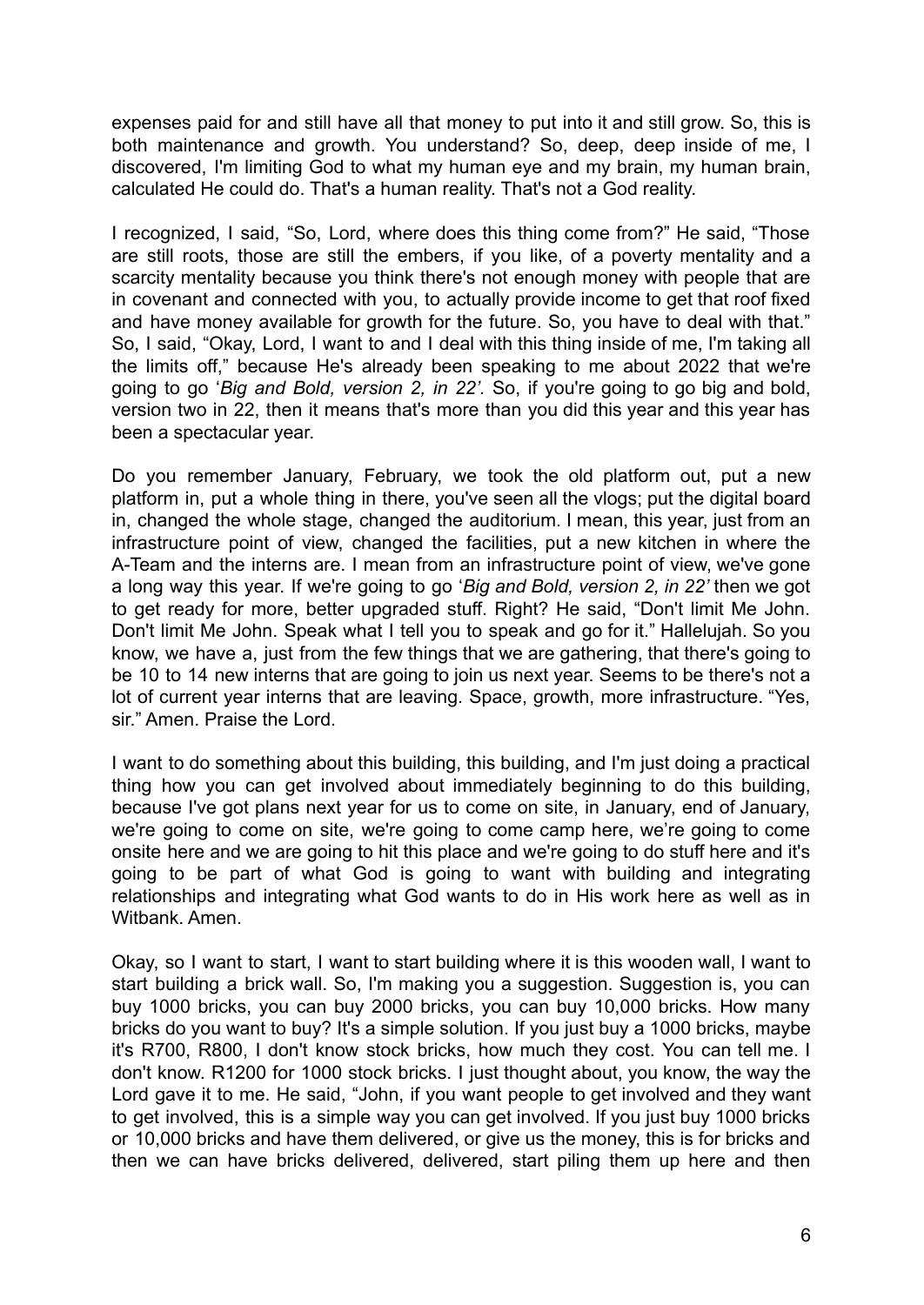expenses paid for and still have all that money to put into it and still grow. So, this is both maintenance and growth. You understand? So, deep, deep inside of me, I discovered, I'm limiting God to what my human eye and my brain, my human brain, calculated He could do. That's a human reality. That's not a God reality.

I recognized, I said, "So, Lord, where does this thing come from?" He said, "Those are still roots, those are still the embers, if you like, of a poverty mentality and a scarcity mentality because you think there's not enough money with people that are in covenant and connected with you, to actually provide income to get that roof fixed and have money available for growth for the future. So, you have to deal with that." So, I said, "Okay, Lord, I want to and I deal with this thing inside of me, I'm taking all the limits off," because He's already been speaking to me about 2022 that we're going to go '*Big and Bold, version 2, in 22'*. So, if you're going to go big and bold, version two in 22, then it means that's more than you did this year and this year has been a spectacular year.

Do you remember January, February, we took the old platform out, put a new platform in, put a whole thing in there, you've seen all the vlogs; put the digital board in, changed the whole stage, changed the auditorium. I mean, this year, just from an infrastructure point of view, changed the facilities, put a new kitchen in where the A-Team and the interns are. I mean from an infrastructure point of view, we've gone a long way this year. If we're going to go '*Big and Bold, version 2, in 22'* then we got to get ready for more, better upgraded stuff. Right? He said, "Don't limit Me John. Don't limit Me John. Speak what I tell you to speak and go for it." Hallelujah. So you know, we have a, just from the few things that we are gathering, that there's going to be 10 to 14 new interns that are going to join us next year. Seems to be there's not a lot of current year interns that are leaving. Space, growth, more infrastructure. "Yes, sir." Amen. Praise the Lord.

I want to do something about this building, this building, and I'm just doing a practical thing how you can get involved about immediately beginning to do this building, because I've got plans next year for us to come on site, in January, end of January, we're going to come on site, we're going to come camp here, we're going to come onsite here and we are going to hit this place and we're going to do stuff here and it's going to be part of what God is going to want with building and integrating relationships and integrating what God wants to do in His work here as well as in Witbank. Amen.

Okay, so I want to start, I want to start building where it is this wooden wall, I want to start building a brick wall. So, I'm making you a suggestion. Suggestion is, you can buy 1000 bricks, you can buy 2000 bricks, you can buy 10,000 bricks. How many bricks do you want to buy? It's a simple solution. If you just buy a 1000 bricks, maybe it's R700, R800, I don't know stock bricks, how much they cost. You can tell me. I don't know. R1200 for 1000 stock bricks. I just thought about, you know, the way the Lord gave it to me. He said, "John, if you want people to get involved and they want to get involved, this is a simple way you can get involved. If you just buy 1000 bricks or 10,000 bricks and have them delivered, or give us the money, this is for bricks and then we can have bricks delivered, delivered, start piling them up here and then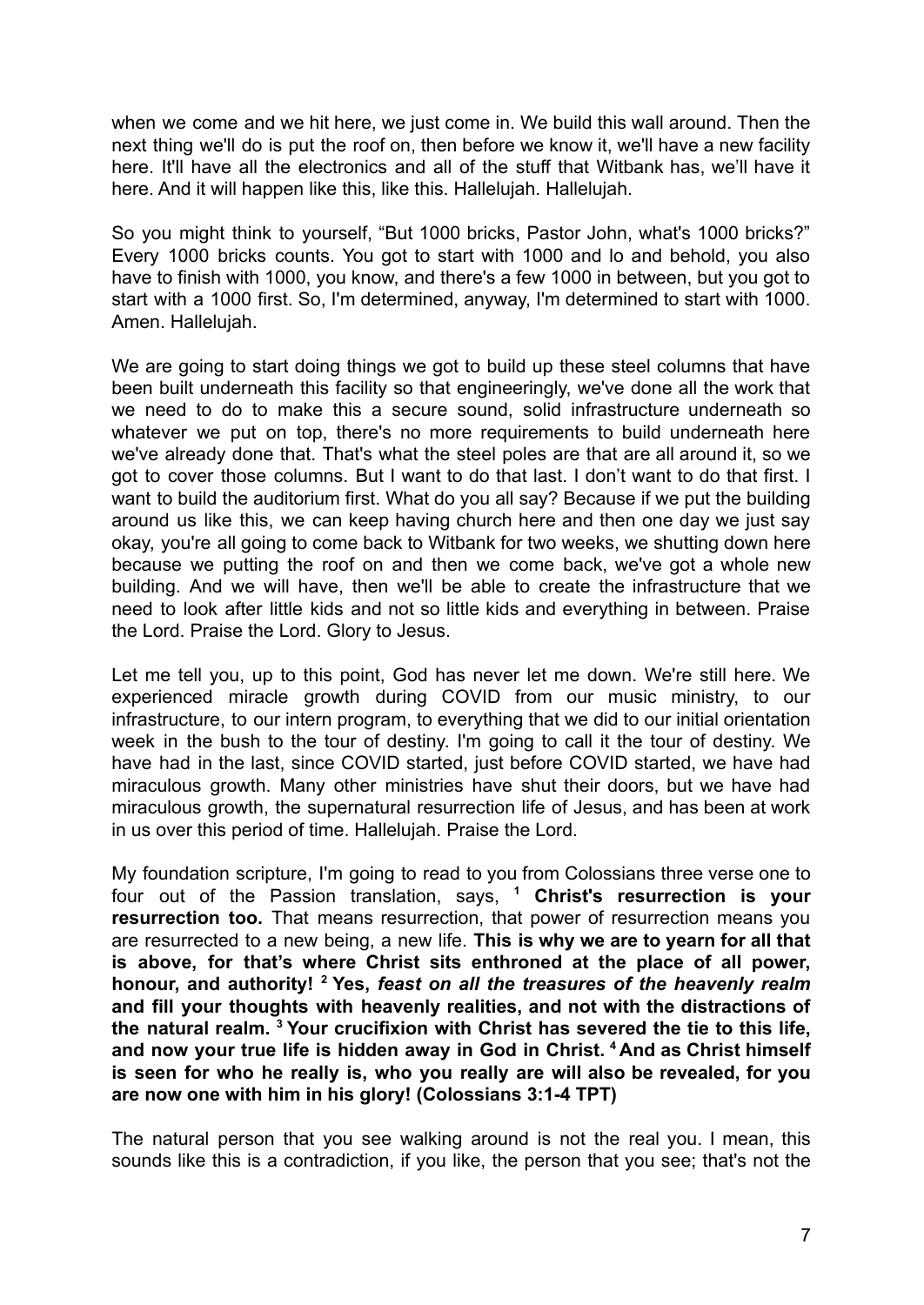when we come and we hit here, we just come in. We build this wall around. Then the next thing we'll do is put the roof on, then before we know it, we'll have a new facility here. It'll have all the electronics and all of the stuff that Witbank has, we'll have it here. And it will happen like this, like this. Hallelujah. Hallelujah.

So you might think to yourself, "But 1000 bricks, Pastor John, what's 1000 bricks?" Every 1000 bricks counts. You got to start with 1000 and lo and behold, you also have to finish with 1000, you know, and there's a few 1000 in between, but you got to start with a 1000 first. So, I'm determined, anyway, I'm determined to start with 1000. Amen. Hallelujah.

We are going to start doing things we got to build up these steel columns that have been built underneath this facility so that engineeringly, we've done all the work that we need to do to make this a secure sound, solid infrastructure underneath so whatever we put on top, there's no more requirements to build underneath here we've already done that. That's what the steel poles are that are all around it, so we got to cover those columns. But I want to do that last. I don't want to do that first. I want to build the auditorium first. What do you all say? Because if we put the building around us like this, we can keep having church here and then one day we just say okay, you're all going to come back to Witbank for two weeks, we shutting down here because we putting the roof on and then we come back, we've got a whole new building. And we will have, then we'll be able to create the infrastructure that we need to look after little kids and not so little kids and everything in between. Praise the Lord. Praise the Lord. Glory to Jesus.

Let me tell you, up to this point, God has never let me down. We're still here. We experienced miracle growth during COVID from our music ministry, to our infrastructure, to our intern program, to everything that we did to our initial orientation week in the bush to the tour of destiny. I'm going to call it the tour of destiny. We have had in the last, since COVID started, just before COVID started, we have had miraculous growth. Many other ministries have shut their doors, but we have had miraculous growth, the supernatural resurrection life of Jesus, and has been at work in us over this period of time. Hallelujah. Praise the Lord.

My foundation scripture, I'm going to read to you from Colossians three verse one to four out of the Passion translation, says, [1] **Christ's resurrection is your resurrection too.** That means resurrection, that power of resurrection means you are resurrected to a new being, a new life. **This is why we are to yearn for all that is above, for that's where Christ sits enthroned at the place of all power, honour, and authority! [2] Yes, *feast on all the treasures of the heavenly realm* and fill your thoughts with heavenly realities, and not with the distractions of the natural realm. [3] Your crucifixion with Christ has severed the tie to this life, and now your true life is hidden away in God in Christ. [4] And as Christ himself is seen for who he really is, who you really are will also be revealed, for you are now one with him in his glory! (Colossians 3:1-4 TPT)**

The natural person that you see walking around is not the real you. I mean, this sounds like this is a contradiction, if you like, the person that you see; that's not the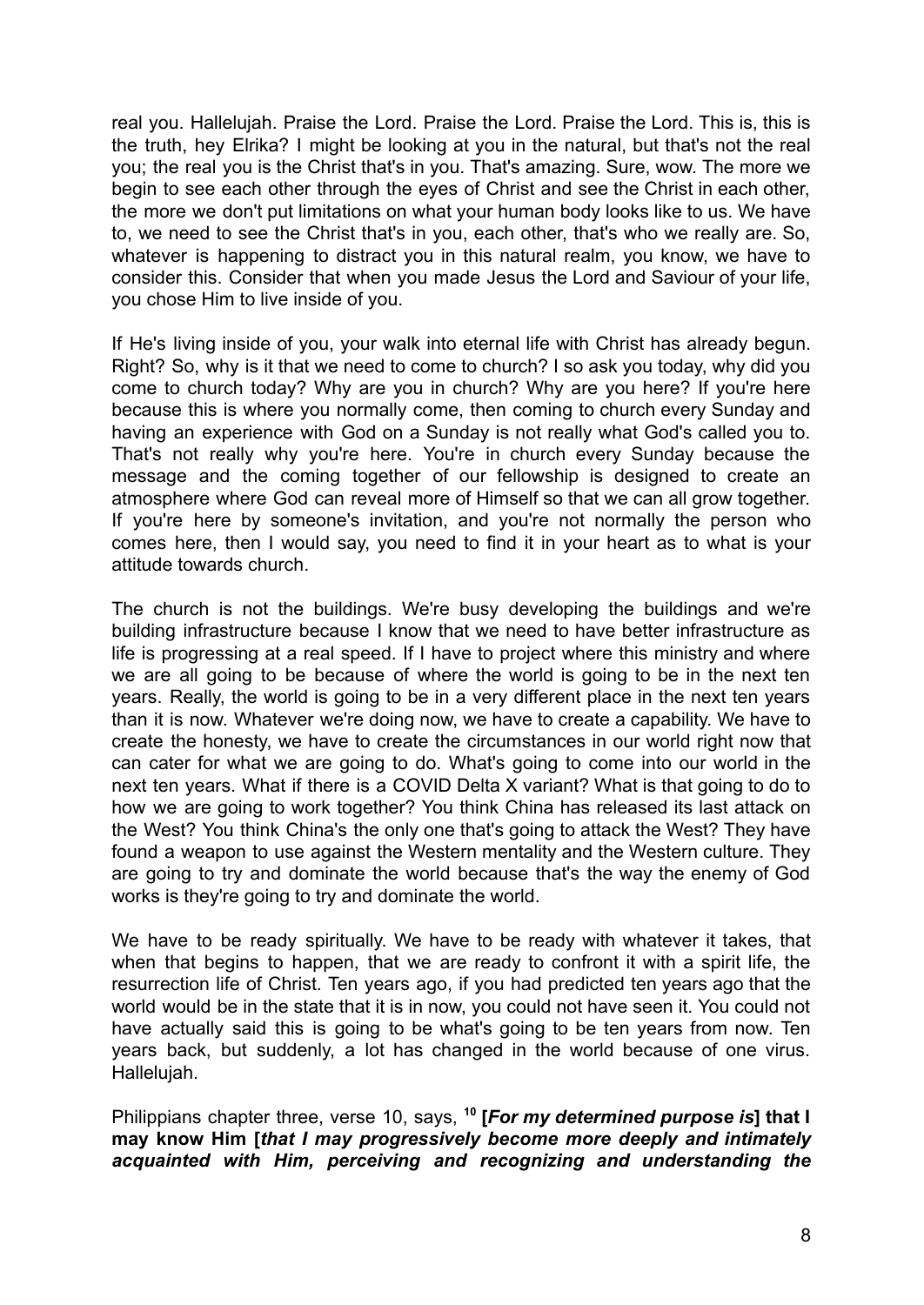real you. Hallelujah. Praise the Lord. Praise the Lord. Praise the Lord. This is, this is the truth, hey Elrika? I might be looking at you in the natural, but that's not the real you; the real you is the Christ that's in you. That's amazing. Sure, wow. The more we begin to see each other through the eyes of Christ and see the Christ in each other, the more we don't put limitations on what your human body looks like to us. We have to, we need to see the Christ that's in you, each other, that's who we really are. So, whatever is happening to distract you in this natural realm, you know, we have to consider this. Consider that when you made Jesus the Lord and Saviour of your life, you chose Him to live inside of you.

If He's living inside of you, your walk into eternal life with Christ has already begun. Right? So, why is it that we need to come to church? I so ask you today, why did you come to church today? Why are you in church? Why are you here? If you're here because this is where you normally come, then coming to church every Sunday and having an experience with God on a Sunday is not really what God's called you to. That's not really why you're here. You're in church every Sunday because the message and the coming together of our fellowship is designed to create an atmosphere where God can reveal more of Himself so that we can all grow together. If you're here by someone's invitation, and you're not normally the person who comes here, then I would say, you need to find it in your heart as to what is your attitude towards church.

The church is not the buildings. We're busy developing the buildings and we're building infrastructure because I know that we need to have better infrastructure as life is progressing at a real speed. If I have to project where this ministry and where we are all going to be because of where the world is going to be in the next ten years. Really, the world is going to be in a very different place in the next ten years than it is now. Whatever we're doing now, we have to create a capability. We have to create the honesty, we have to create the circumstances in our world right now that can cater for what we are going to do. What's going to come into our world in the next ten years. What if there is a COVID Delta X variant? What is that going to do to how we are going to work together? You think China has released its last attack on the West? You think China's the only one that's going to attack the West? They have found a weapon to use against the Western mentality and the Western culture. They are going to try and dominate the world because that's the way the enemy of God works is they're going to try and dominate the world.

We have to be ready spiritually. We have to be ready with whatever it takes, that when that begins to happen, that we are ready to confront it with a spirit life, the resurrection life of Christ. Ten years ago, if you had predicted ten years ago that the world would be in the state that it is in now, you could not have seen it. You could not have actually said this is going to be what's going to be ten years from now. Ten years back, but suddenly, a lot has changed in the world because of one virus. Hallelujah.

Philippians chapter three, verse 10, says, [10] **[*For my determined purpose is*] that I may know Him [*that I may progressively become more deeply and intimately acquainted with Him, perceiving and recognizing and understanding the***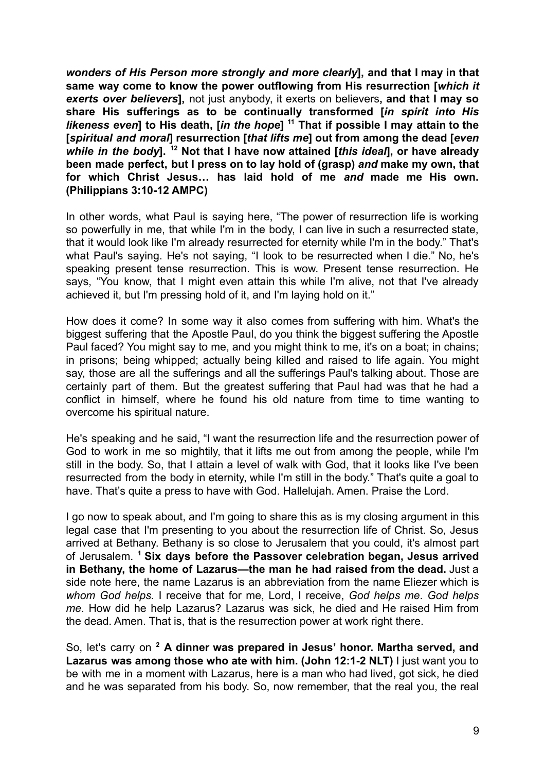***wonders of His Person more strongly and more clearly*], and that I may in that same way come to know the power outflowing from His resurrection [*which it exerts over believers*],** not just anybody, it exerts on believers**, and that I may so share His sufferings as to be continually transformed [*in spirit into His likeness even*] to His death, [*in the hope*] [11] That if possible I may attain to the [*spiritual and moral*] resurrection [*that lifts me*] out from among the dead [*even while in the body*]. [12] Not that I have now attained [*this ideal*], or have already been made perfect, but I press on to lay hold of (grasp) *and* make my own, that for which Christ Jesus… has laid hold of me *and* made me His own. (Philippians 3:10-12 AMPC)**

In other words, what Paul is saying here, "The power of resurrection life is working so powerfully in me, that while I'm in the body, I can live in such a resurrected state, that it would look like I'm already resurrected for eternity while I'm in the body." That's what Paul's saying. He's not saying, "I look to be resurrected when I die." No, he's speaking present tense resurrection. This is wow. Present tense resurrection. He says, "You know, that I might even attain this while I'm alive, not that I've already achieved it, but I'm pressing hold of it, and I'm laying hold on it."

How does it come? In some way it also comes from suffering with him. What's the biggest suffering that the Apostle Paul, do you think the biggest suffering the Apostle Paul faced? You might say to me, and you might think to me, it's on a boat; in chains; in prisons; being whipped; actually being killed and raised to life again. You might say, those are all the sufferings and all the sufferings Paul's talking about. Those are certainly part of them. But the greatest suffering that Paul had was that he had a conflict in himself, where he found his old nature from time to time wanting to overcome his spiritual nature.

He's speaking and he said, "I want the resurrection life and the resurrection power of God to work in me so mightily, that it lifts me out from among the people, while I'm still in the body. So, that I attain a level of walk with God, that it looks like I've been resurrected from the body in eternity, while I'm still in the body." That's quite a goal to have. That's quite a press to have with God. Hallelujah. Amen. Praise the Lord.

I go now to speak about, and I'm going to share this as is my closing argument in this legal case that I'm presenting to you about the resurrection life of Christ. So, Jesus arrived at Bethany. Bethany is so close to Jerusalem that you could, it's almost part of Jerusalem. **[1] Six days before the Passover celebration began, Jesus arrived in Bethany, the home of Lazarus—the man he had raised from the dead.** Just a side note here, the name Lazarus is an abbreviation from the name Eliezer which is *whom God helps.* I receive that for me, Lord, I receive, *God helps me*. *God helps me*. How did he help Lazarus? Lazarus was sick, he died and He raised Him from the dead. Amen. That is, that is the resurrection power at work right there.

So, let's carry on **[2] A dinner was prepared in Jesus' honor. Martha served, and Lazarus was among those who ate with him. (John 12:1-2 NLT)** I just want you to be with me in a moment with Lazarus, here is a man who had lived, got sick, he died and he was separated from his body. So, now remember, that the real you, the real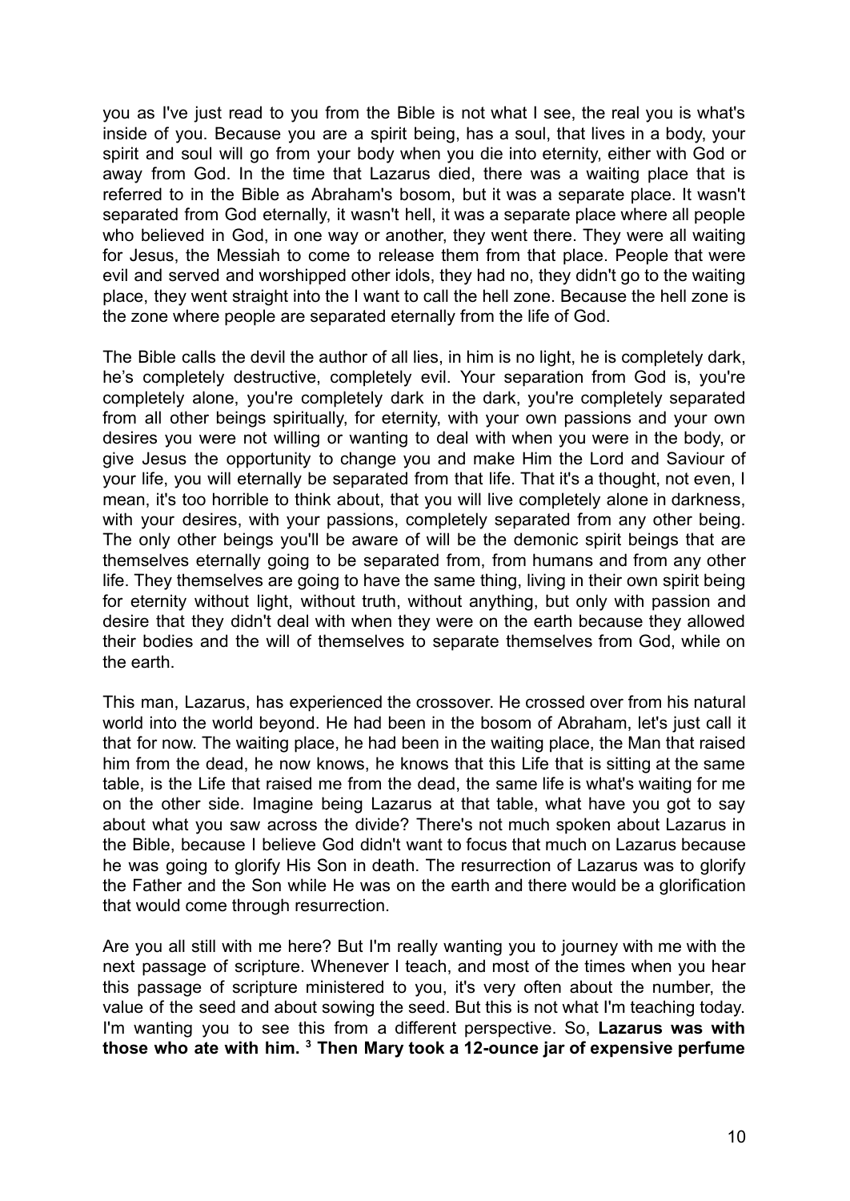you as I've just read to you from the Bible is not what I see, the real you is what's inside of you. Because you are a spirit being, has a soul, that lives in a body, your spirit and soul will go from your body when you die into eternity, either with God or away from God. In the time that Lazarus died, there was a waiting place that is referred to in the Bible as Abraham's bosom, but it was a separate place. It wasn't separated from God eternally, it wasn't hell, it was a separate place where all people who believed in God, in one way or another, they went there. They were all waiting for Jesus, the Messiah to come to release them from that place. People that were evil and served and worshipped other idols, they had no, they didn't go to the waiting place, they went straight into the I want to call the hell zone. Because the hell zone is the zone where people are separated eternally from the life of God.

The Bible calls the devil the author of all lies, in him is no light, he is completely dark, he's completely destructive, completely evil. Your separation from God is, you're completely alone, you're completely dark in the dark, you're completely separated from all other beings spiritually, for eternity, with your own passions and your own desires you were not willing or wanting to deal with when you were in the body, or give Jesus the opportunity to change you and make Him the Lord and Saviour of your life, you will eternally be separated from that life. That it's a thought, not even, I mean, it's too horrible to think about, that you will live completely alone in darkness, with your desires, with your passions, completely separated from any other being. The only other beings you'll be aware of will be the demonic spirit beings that are themselves eternally going to be separated from, from humans and from any other life. They themselves are going to have the same thing, living in their own spirit being for eternity without light, without truth, without anything, but only with passion and desire that they didn't deal with when they were on the earth because they allowed their bodies and the will of themselves to separate themselves from God, while on the earth.

This man, Lazarus, has experienced the crossover. He crossed over from his natural world into the world beyond. He had been in the bosom of Abraham, let's just call it that for now. The waiting place, he had been in the waiting place, the Man that raised him from the dead, he now knows, he knows that this Life that is sitting at the same table, is the Life that raised me from the dead, the same life is what's waiting for me on the other side. Imagine being Lazarus at that table, what have you got to say about what you saw across the divide? There's not much spoken about Lazarus in the Bible, because I believe God didn't want to focus that much on Lazarus because he was going to glorify His Son in death. The resurrection of Lazarus was to glorify the Father and the Son while He was on the earth and there would be a glorification that would come through resurrection.

Are you all still with me here? But I'm really wanting you to journey with me with the next passage of scripture. Whenever I teach, and most of the times when you hear this passage of scripture ministered to you, it's very often about the number, the value of the seed and about sowing the seed. But this is not what I'm teaching today. I'm wanting you to see this from a different perspective. So, **Lazarus was with those who ate with him. [3] Then Mary took a 12-ounce jar of expensive perfume**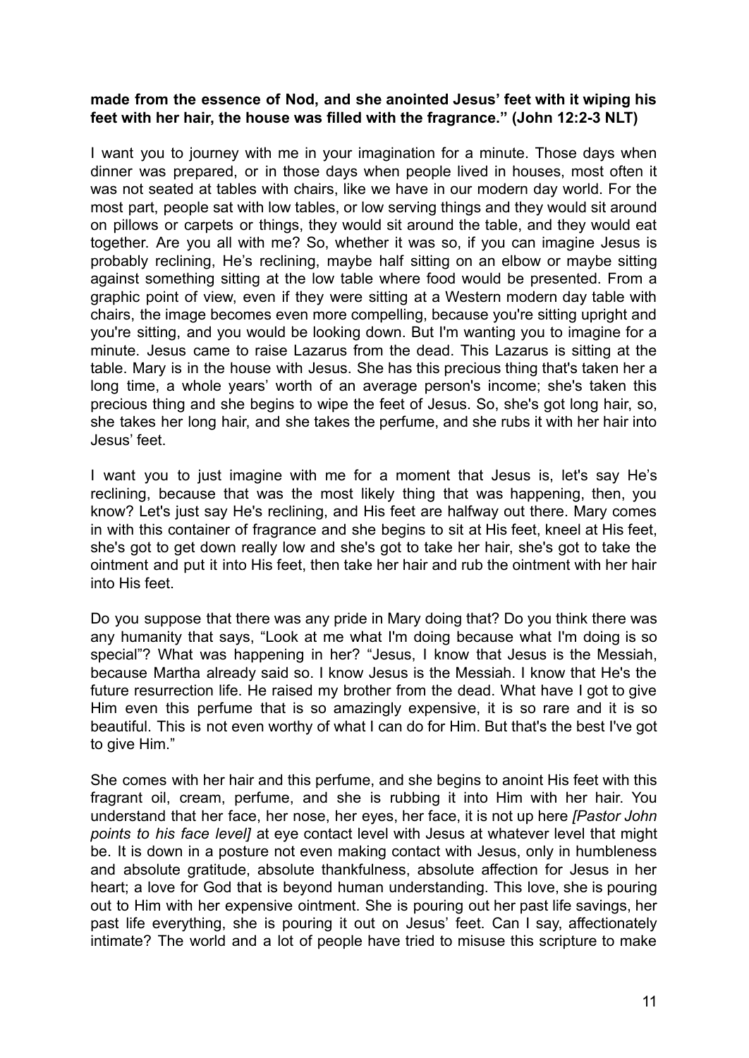**made from the essence of Nod, and she anointed Jesus' feet with it wiping his feet with her hair, the house was filled with the fragrance." (John 12:2-3 NLT)**

I want you to journey with me in your imagination for a minute. Those days when dinner was prepared, or in those days when people lived in houses, most often it was not seated at tables with chairs, like we have in our modern day world. For the most part, people sat with low tables, or low serving things and they would sit around on pillows or carpets or things, they would sit around the table, and they would eat together. Are you all with me? So, whether it was so, if you can imagine Jesus is probably reclining, He's reclining, maybe half sitting on an elbow or maybe sitting against something sitting at the low table where food would be presented. From a graphic point of view, even if they were sitting at a Western modern day table with chairs, the image becomes even more compelling, because you're sitting upright and you're sitting, and you would be looking down. But I'm wanting you to imagine for a minute. Jesus came to raise Lazarus from the dead. This Lazarus is sitting at the table. Mary is in the house with Jesus. She has this precious thing that's taken her a long time, a whole years' worth of an average person's income; she's taken this precious thing and she begins to wipe the feet of Jesus. So, she's got long hair, so, she takes her long hair, and she takes the perfume, and she rubs it with her hair into Jesus' feet.

I want you to just imagine with me for a moment that Jesus is, let's say He's reclining, because that was the most likely thing that was happening, then, you know? Let's just say He's reclining, and His feet are halfway out there. Mary comes in with this container of fragrance and she begins to sit at His feet, kneel at His feet, she's got to get down really low and she's got to take her hair, she's got to take the ointment and put it into His feet, then take her hair and rub the ointment with her hair into His feet.

Do you suppose that there was any pride in Mary doing that? Do you think there was any humanity that says, "Look at me what I'm doing because what I'm doing is so special"? What was happening in her? "Jesus, I know that Jesus is the Messiah, because Martha already said so. I know Jesus is the Messiah. I know that He's the future resurrection life. He raised my brother from the dead. What have I got to give Him even this perfume that is so amazingly expensive, it is so rare and it is so beautiful. This is not even worthy of what I can do for Him. But that's the best I've got to give Him."

She comes with her hair and this perfume, and she begins to anoint His feet with this fragrant oil, cream, perfume, and she is rubbing it into Him with her hair. You understand that her face, her nose, her eyes, her face, it is not up here *[Pastor John points to his face level]* at eye contact level with Jesus at whatever level that might be. It is down in a posture not even making contact with Jesus, only in humbleness and absolute gratitude, absolute thankfulness, absolute affection for Jesus in her heart; a love for God that is beyond human understanding. This love, she is pouring out to Him with her expensive ointment. She is pouring out her past life savings, her past life everything, she is pouring it out on Jesus' feet. Can I say, affectionately intimate? The world and a lot of people have tried to misuse this scripture to make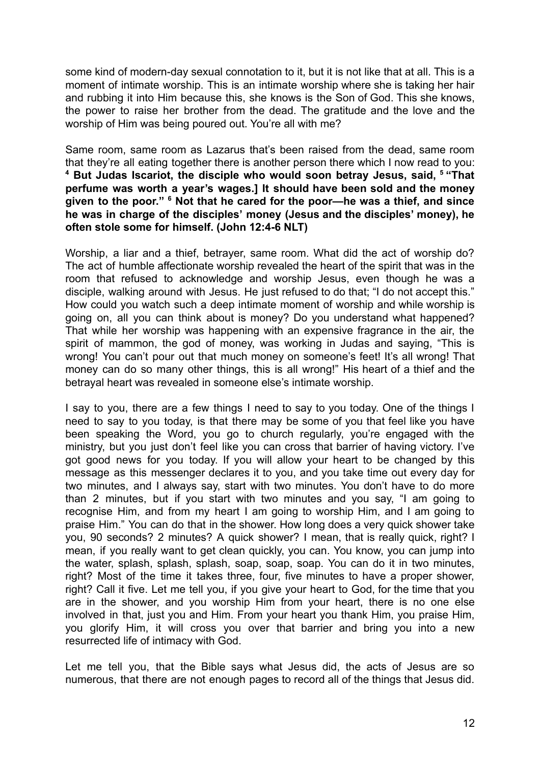some kind of modern-day sexual connotation to it, but it is not like that at all. This is a moment of intimate worship. This is an intimate worship where she is taking her hair and rubbing it into Him because this, she knows is the Son of God. This she knows, the power to raise her brother from the dead. The gratitude and the love and the worship of Him was being poured out. You're all with me?

Same room, same room as Lazarus that's been raised from the dead, same room that they're all eating together there is another person there which I now read to you: **[4] But Judas Iscariot, the disciple who would soon betray Jesus, said, [5] "That perfume was worth a year's wages.] It should have been sold and the money given to the poor." [6] Not that he cared for the poor—he was a thief, and since he was in charge of the disciples' money (Jesus and the disciples' money), he often stole some for himself. (John 12:4-6 NLT)**

Worship, a liar and a thief, betrayer, same room. What did the act of worship do? The act of humble affectionate worship revealed the heart of the spirit that was in the room that refused to acknowledge and worship Jesus, even though he was a disciple, walking around with Jesus. He just refused to do that; "I do not accept this." How could you watch such a deep intimate moment of worship and while worship is going on, all you can think about is money? Do you understand what happened? That while her worship was happening with an expensive fragrance in the air, the spirit of mammon, the god of money, was working in Judas and saying, "This is wrong! You can't pour out that much money on someone's feet! It's all wrong! That money can do so many other things, this is all wrong!" His heart of a thief and the betrayal heart was revealed in someone else's intimate worship.

I say to you, there are a few things I need to say to you today. One of the things I need to say to you today, is that there may be some of you that feel like you have been speaking the Word, you go to church regularly, you're engaged with the ministry, but you just don't feel like you can cross that barrier of having victory. I've got good news for you today. If you will allow your heart to be changed by this message as this messenger declares it to you, and you take time out every day for two minutes, and I always say, start with two minutes. You don't have to do more than 2 minutes, but if you start with two minutes and you say, "I am going to recognise Him, and from my heart I am going to worship Him, and I am going to praise Him." You can do that in the shower. How long does a very quick shower take you, 90 seconds? 2 minutes? A quick shower? I mean, that is really quick, right? I mean, if you really want to get clean quickly, you can. You know, you can jump into the water, splash, splash, splash, soap, soap, soap. You can do it in two minutes, right? Most of the time it takes three, four, five minutes to have a proper shower, right? Call it five. Let me tell you, if you give your heart to God, for the time that you are in the shower, and you worship Him from your heart, there is no one else involved in that, just you and Him. From your heart you thank Him, you praise Him, you glorify Him, it will cross you over that barrier and bring you into a new resurrected life of intimacy with God.

Let me tell you, that the Bible says what Jesus did, the acts of Jesus are so numerous, that there are not enough pages to record all of the things that Jesus did.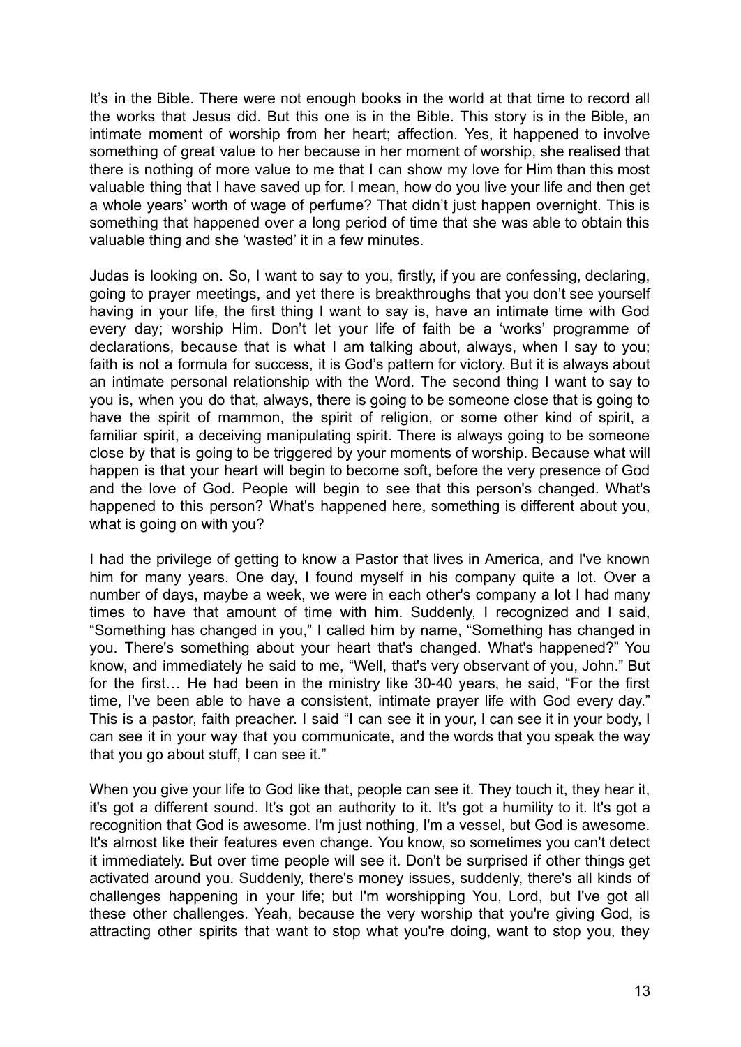It's in the Bible. There were not enough books in the world at that time to record all the works that Jesus did. But this one is in the Bible. This story is in the Bible, an intimate moment of worship from her heart; affection. Yes, it happened to involve something of great value to her because in her moment of worship, she realised that there is nothing of more value to me that I can show my love for Him than this most valuable thing that I have saved up for. I mean, how do you live your life and then get a whole years' worth of wage of perfume? That didn't just happen overnight. This is something that happened over a long period of time that she was able to obtain this valuable thing and she 'wasted' it in a few minutes.

Judas is looking on. So, I want to say to you, firstly, if you are confessing, declaring, going to prayer meetings, and yet there is breakthroughs that you don't see yourself having in your life, the first thing I want to say is, have an intimate time with God every day; worship Him. Don't let your life of faith be a 'works' programme of declarations, because that is what I am talking about, always, when I say to you; faith is not a formula for success, it is God's pattern for victory. But it is always about an intimate personal relationship with the Word. The second thing I want to say to you is, when you do that, always, there is going to be someone close that is going to have the spirit of mammon, the spirit of religion, or some other kind of spirit, a familiar spirit, a deceiving manipulating spirit. There is always going to be someone close by that is going to be triggered by your moments of worship. Because what will happen is that your heart will begin to become soft, before the very presence of God and the love of God. People will begin to see that this person's changed. What's happened to this person? What's happened here, something is different about you, what is going on with you?

I had the privilege of getting to know a Pastor that lives in America, and I've known him for many years. One day, I found myself in his company quite a lot. Over a number of days, maybe a week, we were in each other's company a lot I had many times to have that amount of time with him. Suddenly, I recognized and I said, "Something has changed in you," I called him by name, "Something has changed in you. There's something about your heart that's changed. What's happened?" You know, and immediately he said to me, "Well, that's very observant of you, John." But for the first… He had been in the ministry like 30-40 years, he said, "For the first time, I've been able to have a consistent, intimate prayer life with God every day." This is a pastor, faith preacher. I said "I can see it in your, I can see it in your body, I can see it in your way that you communicate, and the words that you speak the way that you go about stuff, I can see it."

When you give your life to God like that, people can see it. They touch it, they hear it, it's got a different sound. It's got an authority to it. It's got a humility to it. It's got a recognition that God is awesome. I'm just nothing, I'm a vessel, but God is awesome. It's almost like their features even change. You know, so sometimes you can't detect it immediately. But over time people will see it. Don't be surprised if other things get activated around you. Suddenly, there's money issues, suddenly, there's all kinds of challenges happening in your life; but I'm worshipping You, Lord, but I've got all these other challenges. Yeah, because the very worship that you're giving God, is attracting other spirits that want to stop what you're doing, want to stop you, they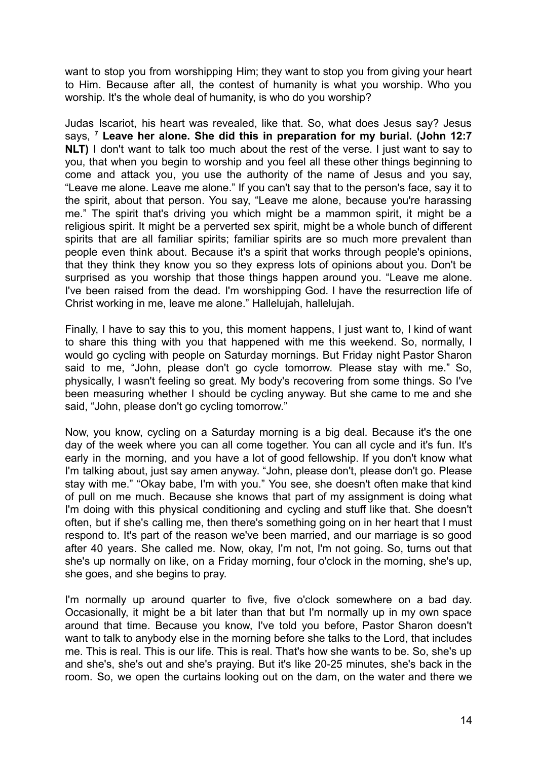want to stop you from worshipping Him; they want to stop you from giving your heart to Him. Because after all, the contest of humanity is what you worship. Who you worship. It's the whole deal of humanity, is who do you worship?

Judas Iscariot, his heart was revealed, like that. So, what does Jesus say? Jesus says, [7] **Leave her alone. She did this in preparation for my burial. (John 12:7 NLT)** I don't want to talk too much about the rest of the verse. I just want to say to you, that when you begin to worship and you feel all these other things beginning to come and attack you, you use the authority of the name of Jesus and you say, "Leave me alone. Leave me alone." If you can't say that to the person's face, say it to the spirit, about that person. You say, "Leave me alone, because you're harassing me." The spirit that's driving you which might be a mammon spirit, it might be a religious spirit. It might be a perverted sex spirit, might be a whole bunch of different spirits that are all familiar spirits; familiar spirits are so much more prevalent than people even think about. Because it's a spirit that works through people's opinions, that they think they know you so they express lots of opinions about you. Don't be surprised as you worship that those things happen around you. "Leave me alone. I've been raised from the dead. I'm worshipping God. I have the resurrection life of Christ working in me, leave me alone." Hallelujah, hallelujah.

Finally, I have to say this to you, this moment happens, I just want to, I kind of want to share this thing with you that happened with me this weekend. So, normally, I would go cycling with people on Saturday mornings. But Friday night Pastor Sharon said to me, "John, please don't go cycle tomorrow. Please stay with me." So, physically, I wasn't feeling so great. My body's recovering from some things. So I've been measuring whether I should be cycling anyway. But she came to me and she said, "John, please don't go cycling tomorrow."

Now, you know, cycling on a Saturday morning is a big deal. Because it's the one day of the week where you can all come together. You can all cycle and it's fun. It's early in the morning, and you have a lot of good fellowship. If you don't know what I'm talking about, just say amen anyway. "John, please don't, please don't go. Please stay with me." "Okay babe, I'm with you." You see, she doesn't often make that kind of pull on me much. Because she knows that part of my assignment is doing what I'm doing with this physical conditioning and cycling and stuff like that. She doesn't often, but if she's calling me, then there's something going on in her heart that I must respond to. It's part of the reason we've been married, and our marriage is so good after 40 years. She called me. Now, okay, I'm not, I'm not going. So, turns out that she's up normally on like, on a Friday morning, four o'clock in the morning, she's up, she goes, and she begins to pray.

I'm normally up around quarter to five, five o'clock somewhere on a bad day. Occasionally, it might be a bit later than that but I'm normally up in my own space around that time. Because you know, I've told you before, Pastor Sharon doesn't want to talk to anybody else in the morning before she talks to the Lord, that includes me. This is real. This is our life. This is real. That's how she wants to be. So, she's up and she's, she's out and she's praying. But it's like 20-25 minutes, she's back in the room. So, we open the curtains looking out on the dam, on the water and there we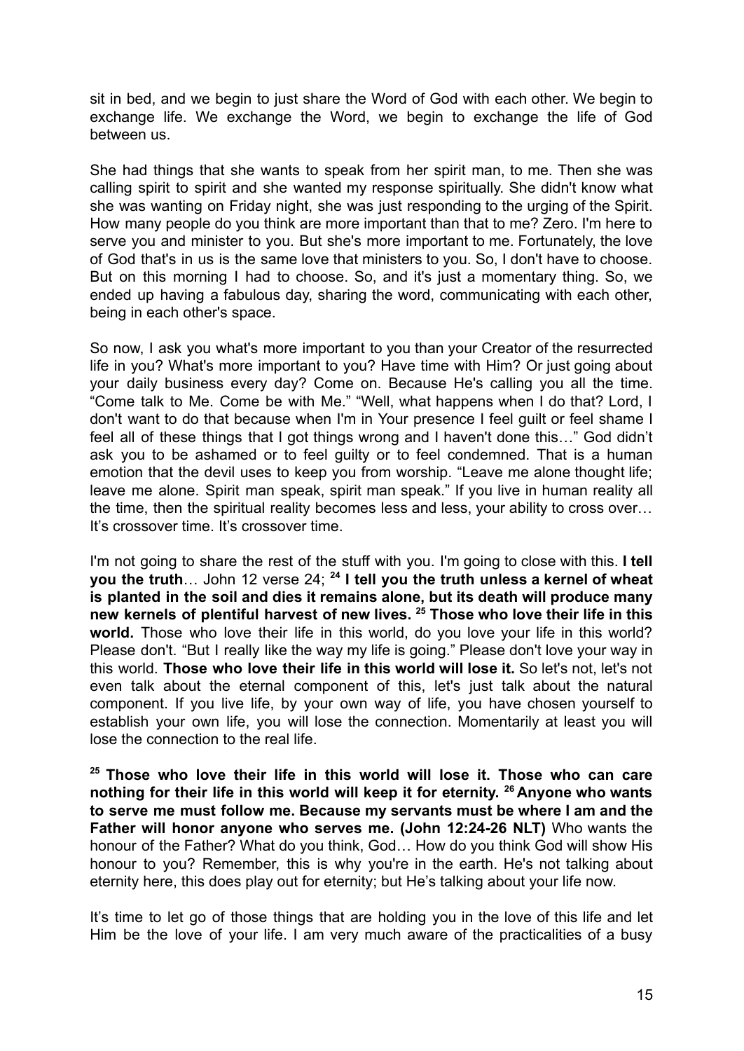sit in bed, and we begin to just share the Word of God with each other. We begin to exchange life. We exchange the Word, we begin to exchange the life of God between us.

She had things that she wants to speak from her spirit man, to me. Then she was calling spirit to spirit and she wanted my response spiritually. She didn't know what she was wanting on Friday night, she was just responding to the urging of the Spirit. How many people do you think are more important than that to me? Zero. I'm here to serve you and minister to you. But she's more important to me. Fortunately, the love of God that's in us is the same love that ministers to you. So, I don't have to choose. But on this morning I had to choose. So, and it's just a momentary thing. So, we ended up having a fabulous day, sharing the word, communicating with each other, being in each other's space.

So now, I ask you what's more important to you than your Creator of the resurrected life in you? What's more important to you? Have time with Him? Or just going about your daily business every day? Come on. Because He's calling you all the time. "Come talk to Me. Come be with Me." "Well, what happens when I do that? Lord, I don't want to do that because when I'm in Your presence I feel guilt or feel shame I feel all of these things that I got things wrong and I haven't done this…" God didn't ask you to be ashamed or to feel guilty or to feel condemned. That is a human emotion that the devil uses to keep you from worship. "Leave me alone thought life; leave me alone. Spirit man speak, spirit man speak." If you live in human reality all the time, then the spiritual reality becomes less and less, your ability to cross over… It's crossover time. It's crossover time.

I'm not going to share the rest of the stuff with you. I'm going to close with this. **I tell you the truth**… John 12 verse 24; **[24] I tell you the truth unless a kernel of wheat is planted in the soil and dies it remains alone, but its death will produce many new kernels of plentiful harvest of new lives. [25] Those who love their life in this world.** Those who love their life in this world, do you love your life in this world? Please don't. "But I really like the way my life is going." Please don't love your way in this world. **Those who love their life in this world will lose it.** So let's not, let's not even talk about the eternal component of this, let's just talk about the natural component. If you live life, by your own way of life, you have chosen yourself to establish your own life, you will lose the connection. Momentarily at least you will lose the connection to the real life.

**[25] Those who love their life in this world will lose it. Those who can care nothing for their life in this world will keep it for eternity. [26] Anyone who wants to serve me must follow me. Because my servants must be where I am and the Father will honor anyone who serves me. (John 12:24-26 NLT)** Who wants the honour of the Father? What do you think, God… How do you think God will show His honour to you? Remember, this is why you're in the earth. He's not talking about eternity here, this does play out for eternity; but He's talking about your life now.

It's time to let go of those things that are holding you in the love of this life and let Him be the love of your life. I am very much aware of the practicalities of a busy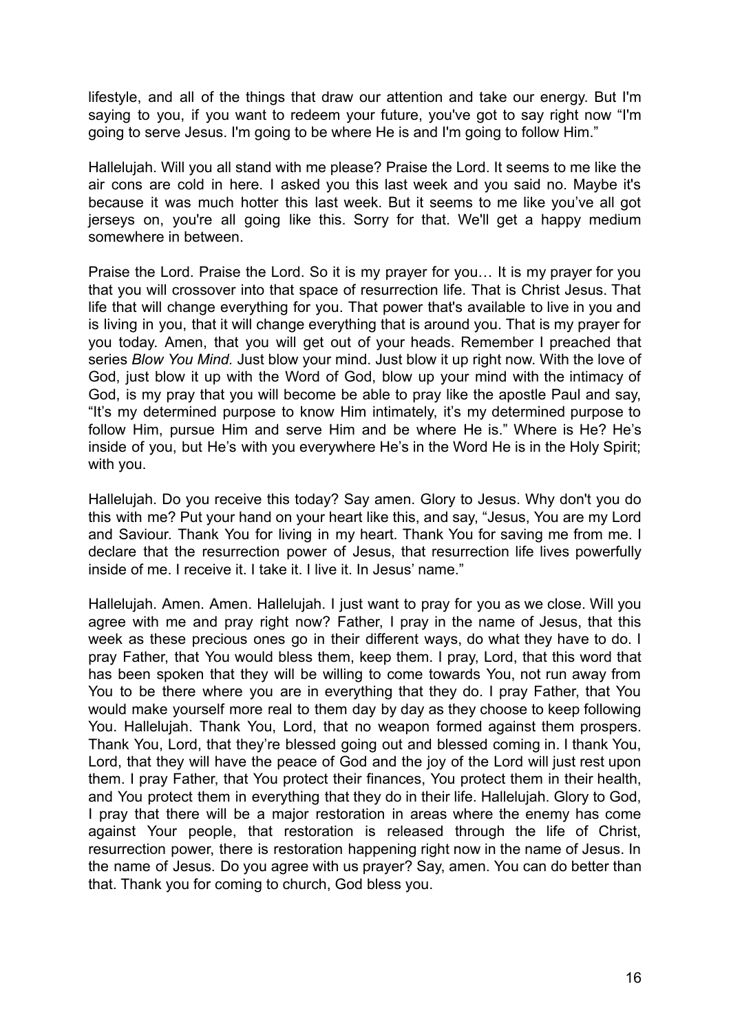lifestyle, and all of the things that draw our attention and take our energy. But I'm saying to you, if you want to redeem your future, you've got to say right now "I'm going to serve Jesus. I'm going to be where He is and I'm going to follow Him."

Hallelujah. Will you all stand with me please? Praise the Lord. It seems to me like the air cons are cold in here. I asked you this last week and you said no. Maybe it's because it was much hotter this last week. But it seems to me like you've all got jerseys on, you're all going like this. Sorry for that. We'll get a happy medium somewhere in between.

Praise the Lord. Praise the Lord. So it is my prayer for you… It is my prayer for you that you will crossover into that space of resurrection life. That is Christ Jesus. That life that will change everything for you. That power that's available to live in you and is living in you, that it will change everything that is around you. That is my prayer for you today. Amen, that you will get out of your heads. Remember I preached that series *Blow You Mind.* Just blow your mind. Just blow it up right now. With the love of God, just blow it up with the Word of God, blow up your mind with the intimacy of God, is my pray that you will become be able to pray like the apostle Paul and say, "It's my determined purpose to know Him intimately, it's my determined purpose to follow Him, pursue Him and serve Him and be where He is." Where is He? He's inside of you, but He's with you everywhere He's in the Word He is in the Holy Spirit; with you.

Hallelujah. Do you receive this today? Say amen. Glory to Jesus. Why don't you do this with me? Put your hand on your heart like this, and say, "Jesus, You are my Lord and Saviour. Thank You for living in my heart. Thank You for saving me from me. I declare that the resurrection power of Jesus, that resurrection life lives powerfully inside of me. I receive it. I take it. I live it. In Jesus' name."

Hallelujah. Amen. Amen. Hallelujah. I just want to pray for you as we close. Will you agree with me and pray right now? Father, I pray in the name of Jesus, that this week as these precious ones go in their different ways, do what they have to do. I pray Father, that You would bless them, keep them. I pray, Lord, that this word that has been spoken that they will be willing to come towards You, not run away from You to be there where you are in everything that they do. I pray Father, that You would make yourself more real to them day by day as they choose to keep following You. Hallelujah. Thank You, Lord, that no weapon formed against them prospers. Thank You, Lord, that they're blessed going out and blessed coming in. I thank You, Lord, that they will have the peace of God and the joy of the Lord will just rest upon them. I pray Father, that You protect their finances, You protect them in their health, and You protect them in everything that they do in their life. Hallelujah. Glory to God, I pray that there will be a major restoration in areas where the enemy has come against Your people, that restoration is released through the life of Christ, resurrection power, there is restoration happening right now in the name of Jesus. In the name of Jesus. Do you agree with us prayer? Say, amen. You can do better than that. Thank you for coming to church, God bless you.